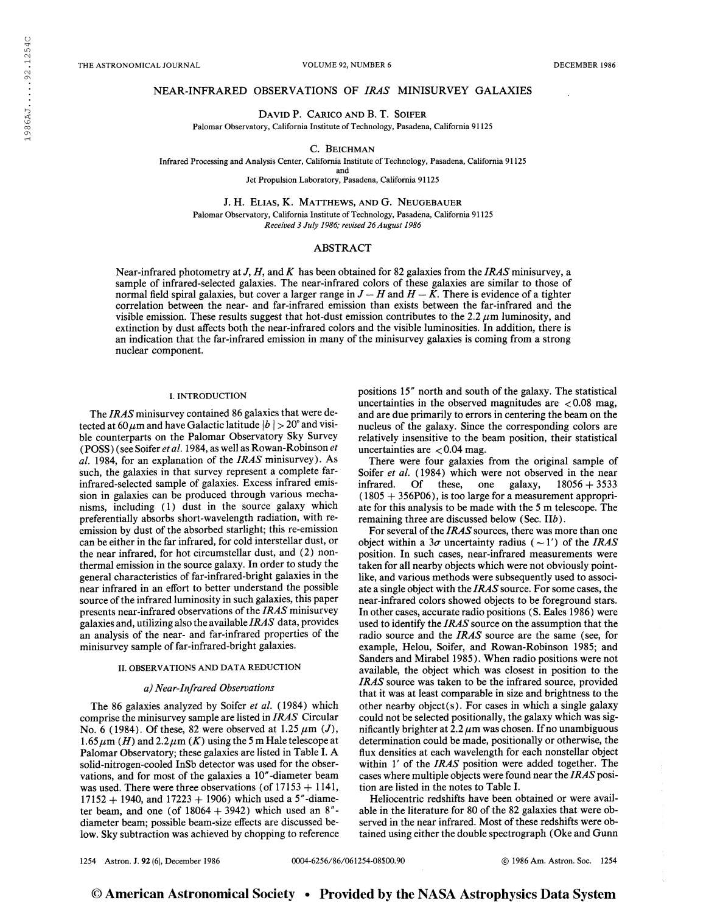# NEAR-INFRARED OBSERVATIONS OF *IRAS* MINISURVEY GALAXIES

DAVID P. CARICO AND B. T. SOIFER

Palomar Observatory, California Institute of Technology, Pasadena, California 91125

C. BEICHMAN

Infrared Processing and Analysis Center, California Institute of Technology, Pasadena, California 91125
and
Jet Propulsion Laboratory, Pasadena, California 91125

J. H. ELIAS, K. MATTHEWS, AND G. NEUGEBAUER

Palomar Observatory, California Institute of Technology, Pasadena, California 91125

*Received 3 July 1986; revised 26 August 1986*

## ABSTRACT

Near-infrared photometry at $J$, $H$, and $K$ has been obtained for 82 galaxies from the *IRAS* minisurvey, a sample of infrared-selected galaxies. The near-infrared colors of these galaxies are similar to those of normal field spiral galaxies, but cover a larger range in $J-H$ and $H-K$. There is evidence of a tighter correlation between the near- and far-infrared emission than exists between the far-infrared and the visible emission. These results suggest that hot-dust emission contributes to the 2.2 $\mu$m luminosity, and extinction by dust affects both the near-infrared colors and the visible luminosities. In addition, there is an indication that the far-infrared emission in many of the minisurvey galaxies is coming from a strong nuclear component.

## I. INTRODUCTION

The *IRAS* minisurvey contained 86 galaxies that were detected at 60 $\mu$m and have Galactic latitude $|b| > 20°$ and visible counterparts on the Palomar Observatory Sky Survey (POSS) (see Soifer *et al.* 1984, as well as Rowan-Robinson *et al.* 1984, for an explanation of the *IRAS* minisurvey). As such, the galaxies in that survey represent a complete far-infrared-selected sample of galaxies. Excess infrared emission in galaxies can be produced through various mechanisms, including (1) dust in the source galaxy which preferentially absorbs short-wavelength radiation, with re-emission by dust of the absorbed starlight; this re-emission can be either in the far infrared, for cold interstellar dust, or the near infrared, for hot circumstellar dust, and (2) nonthermal emission in the source galaxy. In order to study the general characteristics of far-infrared-bright galaxies in the near infrared in an effort to better understand the possible source of the infrared luminosity in such galaxies, this paper presents near-infrared observations of the *IRAS* minisurvey galaxies and, utilizing also the available *IRAS* data, provides an analysis of the near- and far-infrared properties of the minisurvey sample of far-infrared-bright galaxies.

## II. OBSERVATIONS AND DATA REDUCTION

### *a) Near-Infrared Observations*

The 86 galaxies analyzed by Soifer *et al.* (1984) which comprise the minisurvey sample are listed in *IRAS* Circular No. 6 (1984). Of these, 82 were observed at 1.25 $\mu$m ($J$), 1.65 $\mu$m ($H$) and 2.2 $\mu$m ($K$) using the 5 m Hale telescope at Palomar Observatory; these galaxies are listed in Table I. A solid-nitrogen-cooled InSb detector was used for the observations, and for most of the galaxies a 10″-diameter beam was used. There were three observations (of 17153 + 1141, 17152 + 1940, and 17223 + 1906) which used a 5″-diameter beam, and one (of 18064 + 3942) which used an 8″-diameter beam; possible beam-size effects are discussed below. Sky subtraction was achieved by chopping to reference positions 15″ north and south of the galaxy. The statistical uncertainties in the observed magnitudes are < 0.08 mag, and are due primarily to errors in centering the beam on the nucleus of the galaxy. Since the corresponding colors are relatively insensitive to the beam position, their statistical uncertainties are < 0.04 mag.

There were four galaxies from the original sample of Soifer *et al.* (1984) which were not observed in the near infrared. Of these, one galaxy, 18056 + 3533 (1805 + 356P06), is too large for a measurement appropriate for this analysis to be made with the 5 m telescope. The remaining three are discussed below (Sec. IIb).

For several of the *IRAS* sources, there was more than one object within a $3\sigma$ uncertainty radius ($\sim 1'$) of the *IRAS* position. In such cases, near-infrared measurements were taken for all nearby objects which were not obviously point-like, and various methods were subsequently used to associate a single object with the *IRAS* source. For some cases, the near-infrared colors showed objects to be foreground stars. In other cases, accurate radio positions (S. Eales 1986) were used to identify the *IRAS* source on the assumption that the radio source and the *IRAS* source are the same (see, for example, Helou, Soifer, and Rowan-Robinson 1985; and Sanders and Mirabel 1985). When radio positions were not available, the object which was closest in position to the *IRAS* source was taken to be the infrared source, provided that it was at least comparable in size and brightness to the other nearby object(s). For cases in which a single galaxy could not be selected positionally, the galaxy which was significantly brighter at 2.2 $\mu$m was chosen. If no unambiguous determination could be made, positionally or otherwise, the flux densities at each wavelength for each nonstellar object within 1′ of the *IRAS* position were added together. The cases where multiple objects were found near the *IRAS* position are listed in the notes to Table I.

Heliocentric redshifts have been obtained or were available in the literature for 80 of the 82 galaxies that were observed in the near infrared. Most of these redshifts were obtained using either the double spectrograph (Oke and Gunn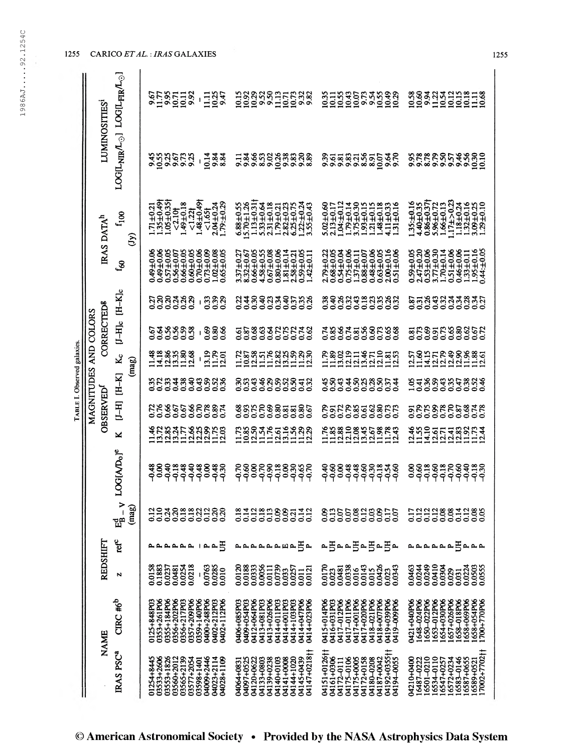TABLE I. Observed galaxies.

| NAME | | REDSHIFT | | | | MAGNITUDES AND COLORS | | | | | | IRAS DATA[h] | | LUMINOSITIES[i] | |
|---|---|---|---|---|---|---|---|---|---|---|---|---|---|---|---|
| | | | | | | OBSERVED[f] | | | CORRECTED[g] | | | | | | |
| IRAS PSC[a] | CIRC #6[b] | z | ref[c] | $E^{d}_{B-V}$ (mag) | LOG[$A/D_0$][e] | K | [J−H] | [H−K] | $K_c$ | [J−H]c | [H−K]c | $f_{60}$ (Jy) | $f_{100}$ (Jy) | LOG[$L_{NIR}/L_\odot$] | LOG[$L_{FIR}/L_\odot$] |
| 01254+8445 | 0125+848P03 | 0.0158 | P | 0.12 | −0.48 | 11.46 | 0.72 | 0.35 | 11.48 | 0.67 | 0.27 | 0.49±0.06 | 1.71±0.21 | 9.45 | 9.67 |
| 03533+2606 | 0353+261P06 | 0.1883 | P | 0.10 | 0.00 | 13.72 | 0.76 | 0.72 | 14.18 | 0.64 | 0.20 | 0.49±0.06 | 1.35±0.49† | 10.55 | 11.77 |
| 03553+1826 | 0355+184P06 | 0.0237 | P | 0.24 | −0.40 | 12.85 | 0.66 | 0.33 | 12.86 | 0.56 | 0.20 | 0.57±0.05 | 1.05±0.35† | 9.25 | 9.95 |
| 03560+2012 | 0356+202P06 | 0.0481 | P | 0.20 | −0.18 | 13.24 | 0.67 | 0.44 | 13.35 | 0.56 | 0.24 | 0.56±0.07 | <2.10† | 9.67 | 10.71 |
| 03565+2139 | 0356+217P03 | 0.0254 | P | 0.18 | −0.48 | 11.77 | 0.67 | 0.38 | 11.80 | 0.59 | 0.26 | 0.66±0.05 | 1.49±0.18 | 9.73 | 10.11 |
| 03577+2054 | 0357+209P06 | 0.0218 | P | 0.18 | −0.40 | 12.66 | 0.66 | 0.40 | 12.68 | 0.58 | 0.29 | 0.60±0.05 | <1.22† | 9.25 | 9.92 |
| 03598+1401 | 0359+140P06 | – | – | 0.22 | −0.48 | 12.25 | 0.70 | 0.43 | – | – | – | 0.70±0.06 | 1.48±0.49† | – | – |
| 04009+2446 | 0400+248P06 | 0.0763 | P | 0.12 | 0.00 | 12.99 | 0.78 | 0.59 | 13.19 | 0.69 | 0.33 | 0.73±0.09 | <1.65† | 10.14 | 11.11 |
| 04023+2114 | 0402+212P03 | 0.0285 | P | 0.20 | −0.48 | 11.75 | 0.89 | 0.52 | 11.79 | 0.80 | 0.39 | 1.02±0.08 | 2.04±0.24 | 9.84 | 10.25 |
| 04028+1109 | 0402+112P06 | 0.010 | UH | 0.20 | −0.30 | 12.03 | 0.74 | 0.36 | 12.01 | 0.66 | 0.29 | 0.65±0.05 | 1.79±0.29 | 8.84 | 9.47 |
| 04064+0831 | 0406+085P03 | 0.0120 | P | 0.18 | −0.70 | 11.73 | 0.68 | 0.30 | 11.72 | 0.61 | 0.22 | 3.37±0.27 | 6.88±0.55 | 9.11 | 10.15 |
| 04097+0525 | 0409+054P03 | 0.0188 | P | 0.14 | −0.60 | 10.85 | 0.93 | 0.53 | 10.87 | 0.87 | 0.44 | 8.32±0.67 | 15.70±1.26 | 9.84 | 10.92 |
| 04120+0622 | 0412+064P06 | 0.0333 | P | 0.12 | 0.00 | 12.50 | 0.75 | 0.43 | 12.58 | 0.68 | 0.30 | 0.66±0.05 | 1.13±0.31† | 9.66 | 10.29 |
| 04133+0803 | 0413+081P03 | 0.0056 | P | 0.18 | −0.70 | 11.54 | 0.70 | 0.46 | 11.51 | 0.63 | 0.40 | 4.58±0.55 | 5.33±0.64 | 8.53 | 9.52 |
| 04139+0238 | 0413+026P06 | 0.0111 | P | 0.13 | −0.90 | 11.76 | 0.69 | 0.29 | 11.76 | 0.64 | 0.23 | 0.67±0.08 | 2.31±0.18 | 9.02 | 9.50 |
| 04140+0103 | 0414+011P03 | 0.0739 | P | 0.09 | −0.18 | 12.61 | 0.80 | 0.59 | 12.82 | 0.72 | 0.34 | 0.80±0.06 | 1.79±0.21 | 10.26 | 11.13 |
| 04141+0008 | 0414+001P03 | 0.033 | E | 0.09 | 0.00 | 13.16 | 0.81 | 0.52 | 13.25 | 0.75 | 0.40 | 1.81±0.14 | 2.82±0.23 | 9.38 | 10.71 |
| 04144+1020 | 0414+103P03 | 0.0257 | P | 0.21 | −0.30 | 11.56 | 0.81 | 0.50 | 11.59 | 0.72 | 0.37 | 2.58±0.21 | 6.25±0.75 | 9.83 | 10.73 |
| 04145+0439 | 0414+047P06 | 0.011 | UH | 0.14 | −0.65 | 11.29 | 0.80 | 0.41 | 11.29 | 0.74 | 0.35 | 0.59±0.05 | 1.22±0.24 | 9.20 | 9.32 |
| 04147+0218†† | 0414+023P06 | 0.0121 | P | 0.12 | −0.70 | 12.29 | 0.67 | 0.32 | 12.30 | 0.62 | 0.26 | 1.42±0.11 | 3.55±0.43 | 8.89 | 9.82 |
| 04151+0126†† | 0415+014P06 | 0.0170 | P | 0.09 | −0.40 | 11.76 | 0.79 | 0.45 | 11.79 | 0.74 | 0.38 | 2.79±0.22 | 5.02±0.60 | 9.39 | 10.35 |
| 04161+0306 | 0416+031P03 | 0.023 | UH | 0.13 | −0.60 | 11.85 | 0.91 | 0.50 | 11.89 | 0.85 | 0.40 | 0.68±0.05 | 2.13±0.17 | 9.61 | 10.11 |
| 04172−0111 | 0417−012P06 | 0.0481 | P | 0.07 | 0.00 | 12.88 | 0.72 | 0.43 | 13.02 | 0.66 | 0.26 | 0.54±0.04 | 1.04±0.12 | 9.81 | 10.55 |
| 04175−0106 | 0417−011P06 | 0.0338 | P | 0.07 | −0.48 | 12.10 | 0.79 | 0.44 | 12.19 | 0.74 | 0.32 | 0.75±0.06 | 1.79±0.14 | 9.83 | 10.43 |
| 04175+0005 | 0417−001P06 | 0.016 | UH | 0.08 | −0.48 | 12.08 | 0.85 | 0.50 | 12.11 | 0.81 | 0.43 | 1.37±0.11 | 3.75±0.30 | 9.21 | 10.07 |
| 04172+0158 | 0417+020P06 | 0.0143 | P | 0.12 | −0.60 | 13.45 | 0.61 | 0.25 | 13.46 | 0.56 | 0.18 | 0.88±0.07 | 1.93±0.15 | 8.56 | 9.73 |
| 04180−0208 | 0418−021P06 | 0.015 | UH | 0.03 | −0.30 | 12.67 | 0.62 | 0.28 | 12.71 | 0.60 | 0.23 | 0.48±0.06 | 1.21±0.15 | 8.91 | 9.54 |
| 04187+0042 | 0418+007P06 | 0.0426 | P | 0.09 | −0.18 | 11.98 | 0.80 | 0.50 | 12.10 | 0.73 | 0.35 | 0.63±0.05 | 1.48±0.18 | 10.07 | 10.55 |
| 04192+0355†† | 0419+039P06 | 0.023 | UH | 0.17 | −0.54 | 11.78 | 0.73 | 0.37 | 11.81 | 0.65 | 0.26 | 2.00±0.16 | 4.11±0.33 | 9.64 | 10.49 |
| 04194−0055 | 0419−009P06 | 0.0343 | P | 0.07 | −0.60 | 12.43 | 0.73 | 0.44 | 12.53 | 0.68 | 0.32 | 0.51±0.06 | 1.31±0.16 | 9.70 | 10.29 |
| 04210+0400 | 0421+040P06 | 0.0463 | P | 0.17 | 0.00 | 12.46 | 0.91 | 1.05 | 12.57 | 0.81 | 0.87 | 0.59±0.05 | 1.35±0.16 | 9.95 | 10.58 |
| 16487−0222 | 1648−024P06 | 0.0244 | P | 0.12 | −0.60 | 11.55 | 0.79 | 0.41 | 11.60 | 0.73 | 0.31 | 2.47±0.20 | 4.40±0.35 | 9.78 | 10.60 |
| 16501−0210 | 1650−022P06 | 0.0249 | P | 0.12 | −0.18 | 14.10 | 0.75 | 0.36 | 14.15 | 0.69 | 0.26 | 0.53±0.06 | 0.86±0.37† | 8.78 | 9.94 |
| 16534−0110 | 1653−012P06 | 0.0410 | P | 0.12 | −0.60 | 12.61 | 0.99 | 0.59 | 12.71 | 0.91 | 0.43 | 3.77±0.30 | 5.96±0.72 | 9.79 | 11.22 |
| 16547+0257 | 1654+030P06 | 0.0304 | P | 0.08 | −0.18 | 12.71 | 0.78 | 0.43 | 12.79 | 0.73 | 0.32 | 1.70±0.14 | 1.66±0.13 | 9.50 | 10.54 |
| 16572+0234 | 1657+026P06 | 0.029 | P | 0.08 | −0.70 | 12.41 | 0.70 | 0.35 | 12.49 | 0.65 | 0.24 | 0.51±0.06 | 1.17±>0.23 | 9.57 | 10.12 |
| 16583−0146 | 1658−018P06 | 0.031 | UH | 0.14 | −0.60 | 12.83 | 0.87 | 0.47 | 12.90 | 0.80 | 0.34 | 0.46±0.06 | 1.18±0.24 | 9.46 | 10.15 |
| 16587+0655 | 1658+069P06 | 0.0224 | P | 0.12 | −0.40 | 11.92 | 0.68 | 0.38 | 11.96 | 0.62 | 0.28 | 1.32±0.11 | 1.32±0.16 | 9.56 | 10.18 |
| 16589+0521 | 1658+054P06 | 0.0503 | P | 0.08 | −0.18 | 11.73 | 0.74 | 0.52 | 11.88 | 0.67 | 0.34 | 1.95±0.16 | 3.09±0.25 | 10.30 | 11.11 |
| 17002+7702†† | 1700+770P06 | 0.0555 | P | 0.05 | −0.30 | 12.44 | 0.78 | 0.46 | 12.61 | 0.72 | 0.27 | 0.44:±0.05 | 1.29±0.10 | 10.10 | 10.68 |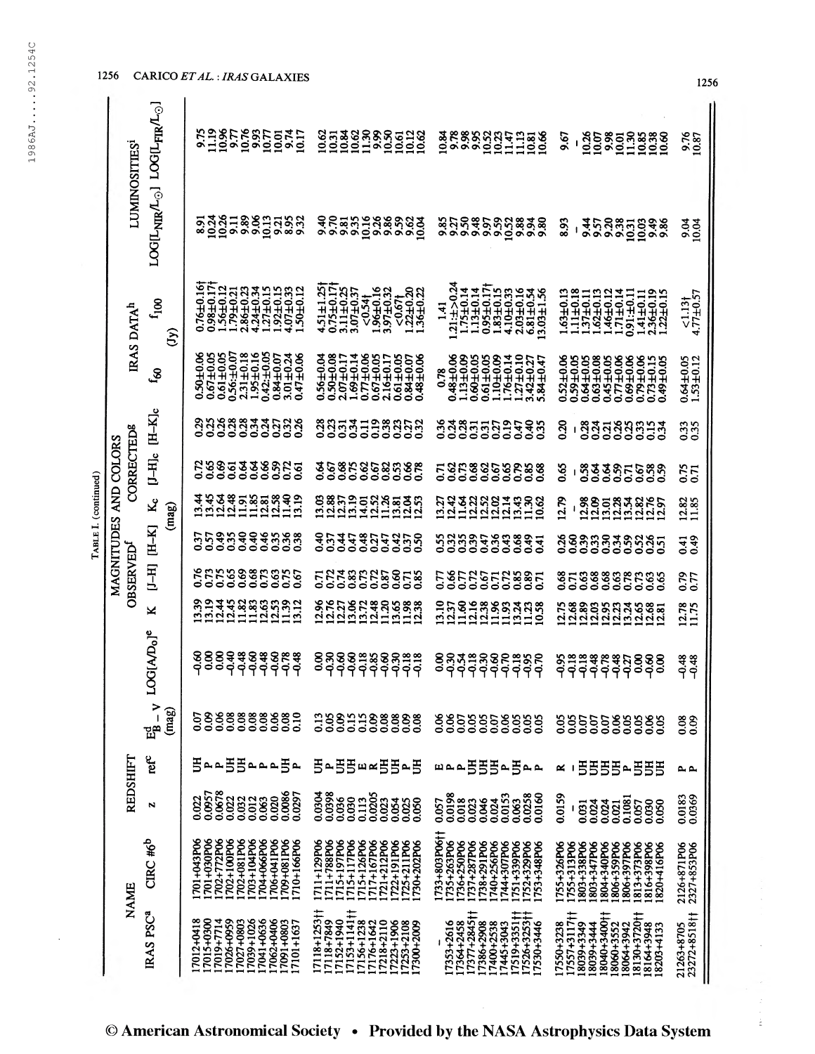TABLE I. (continued)

| NAME | | REDSHIFT | | | | MAGNITUDES AND COLORS | | | | | | | IRAS DATA[h] | | LUMINOSITIES[i] | |
|---|---|---|---|---|---|---|---|---|---|---|---|---|---|---|---|---|
| | | | | | | OBSERVED[f] | | | CORRECTED[g] | | | | | | | |
| IRAS PSC[a] | CIRC #6[b] | z | ref[c] | $E^d_{B-V}$ (mag) | LOG[A/D$_o$][e] | K | [J–H] | [H–K] | K$_c$ (mag) | [J–H]c | [H–K]c | $f_{60}$ (Jy) | $f_{100}$ | LOG[L$_{NIR}$/L$_\odot$] | LOG[L$_{FIR}$/L$_\odot$] |
| 17012+0418 | 1701+043P06 | 0.022 | UH | 0.07 | −0.60 | 13.39 | 0.76 | 0.37 | 13.44 | 0.72 | 0.29 | 0.50±0.06 | 0.76±0.16† | 8.91 | 9.75 |
| 17015+0500 | 1701+030P06 | 0.0957 | P | 0.09 | 0.00 | 13.19 | 0.73 | 0.57 | 13.45 | 0.65 | 0.25 | 0.67±0.05 | 0.98±0.17† | 10.24 | 11.19 |
| 17026+7714 | 1702+772P06 | 0.0678 | P | 0.06 | 0.00 | 12.44 | 0.75 | 0.49 | 12.64 | 0.69 | 0.26 | 0.61±0.05 | 1.56±0.12 | 10.26 | 10.96 |
| 17026+0959 | 1702+100P06 | 0.022 | UH | 0.08 | −0.40 | 12.45 | 0.65 | 0.35 | 12.48 | 0.61 | 0.28 | 0.56±0.07 | 1.79±0.21 | 9.11 | 9.77 |
| 17027+0803 | 1702+081P06 | 0.032 | UH | 0.08 | −0.48 | 11.82 | 0.69 | 0.40 | 11.91 | 0.64 | 0.28 | 2.31±0.18 | 2.86±0.23 | 9.89 | 10.76 |
| 17039+1026 | 1703+104P06 | 0.012 | P | 0.08 | −0.60 | 11.83 | 0.68 | 0.40 | 11.85 | 0.64 | 0.34 | 1.95±0.16 | 4.24±0.34 | 9.06 | 9.93 |
| 17041+0636 | 1704+066P06 | 0.063 | P | 0.08 | −0.48 | 12.63 | 0.73 | 0.46 | 12.81 | 0.66 | 0.24 | 0.42±0.05 | 1.27±0.15 | 10.13 | 10.77 |
| 17062+0406 | 1706+041P06 | 0.020 | P | 0.06 | −0.60 | 12.53 | 0.63 | 0.35 | 12.58 | 0.59 | 0.27 | 0.84±0.07 | 1.92±0.15 | 9.21 | 10.01 |
| 17091+0803 | 1709+081P06 | 0.0086 | UH | 0.08 | −0.78 | 11.39 | 0.75 | 0.36 | 11.40 | 0.72 | 0.32 | 3.01±0.24 | 4.07±0.33 | 8.95 | 9.74 |
| 17101+1637 | 1710+166P06 | 0.0297 | P | 0.10 | −0.48 | 13.12 | 0.67 | 0.38 | 13.19 | 0.61 | 0.26 | 0.47±0.06 | 1.50±0.12 | 9.32 | 10.17 |
| 17118+1253†† | 1711+129P06 | 0.0304 | UH | 0.13 | −0.60 | 12.96 | 0.71 | 0.40 | 13.03 | 0.64 | 0.28 | 0.56±0.04 | 4.51±1.25† | 9.40 | 10.62 |
| 17118+7849 | 1711+788P06 | 0.0398 | P | 0.05 | −0.30 | 12.76 | 0.72 | 0.37 | 12.88 | 0.67 | 0.23 | 0.50±0.08 | 0.75±0.17† | 9.70 | 10.31 |
| 17152+1940 | 1715+197P06 | 0.036 | UH | 0.09 | −0.60 | 12.27 | 0.74 | 0.44 | 12.37 | 0.68 | 0.31 | 2.07±0.17 | 3.11±0.25 | 9.81 | 10.84 |
| 17153+1141†† | 1715+117P06 | 0.030 | UH | 0.15 | −0.60 | 13.06 | 0.83 | 0.47 | 13.19 | 0.75 | 0.34 | 1.69±0.14 | 3.07±0.37 | 9.35 | 10.62 |
| 17156+1238 | 1715+126P06 | 0.113 | E | 0.15 | −0.18 | 13.72 | 0.73 | 0.48 | 14.01 | 0.62 | 0.11 | 0.77±0.06 | <0.54† | 10.16 | 11.30 |
| 17176+1642 | 1717+167P06 | 0.0205 | R | 0.09 | −0.85 | 12.48 | 0.72 | 0.27 | 12.52 | 0.67 | 0.19 | 0.67±0.05 | 1.96±0.16 | 9.26 | 9.99 |
| 17218+2110 | 1721+212P06 | 0.023 | UH | 0.08 | −0.60 | 11.20 | 0.87 | 0.47 | 11.26 | 0.82 | 0.38 | 2.16±0.17 | 3.97±0.32 | 9.86 | 10.50 |
| 17223+1906 | 1722+191P06 | 0.054 | UH | 0.08 | −0.30 | 13.65 | 0.60 | 0.42 | 13.81 | 0.53 | 0.23 | 0.61±0.05 | <0.67† | 9.59 | 10.61 |
| 17253+2108 | 1725+211P06 | 0.025 | P | 0.09 | −0.18 | 11.98 | 0.71 | 0.37 | 12.04 | 0.66 | 0.27 | 0.84±0.07 | 1.22±0.20 | 9.62 | 10.12 |
| 17300+2009 | 1730+202P06 | 0.050 | UH | 0.08 | −0.18 | 12.38 | 0.85 | 0.50 | 12.53 | 0.78 | 0.32 | 0.48±0.06 | 1.36±0.22 | 10.04 | 10.62 |
| — | 1733+803P06†† | 0.057 | E | 0.06 | 0.00 | 13.10 | 0.77 | 0.55 | 13.27 | 0.71 | 0.36 | 0.78 | 1.41 | 9.85 | 10.84 |
| 17353+2616 | 1735+263P06 | 0.0198 | P | 0.06 | −0.30 | 12.37 | 0.66 | 0.32 | 12.42 | 0.62 | 0.24 | 0.48±0.06 | 1.21±±0.24 | 9.27 | 9.78 |
| 17364+2458 | 1736+250P06 | 0.018 | P | 0.07 | −0.54 | 11.60 | 0.77 | 0.35 | 11.64 | 0.73 | 0.28 | 1.13±0.09 | 1.75±0.14 | 9.50 | 9.98 |
| 17377+2845†† | 1737+287P06 | 0.023 | UH | 0.05 | −0.18 | 12.16 | 0.72 | 0.39 | 12.22 | 0.68 | 0.31 | 0.60±0.05 | 1.13±0.14 | 9.48 | 9.95 |
| 17386+2908 | 1738+291P06 | 0.046 | UH | 0.05 | −0.30 | 12.38 | 0.67 | 0.47 | 12.52 | 0.62 | 0.31 | 0.61±0.05 | 0.95±0.17† | 9.97 | 10.52 |
| 17400+2538 | 1740+256P06 | 0.024 | UH | 0.07 | −0.30 | 11.96 | 0.71 | 0.36 | 12.02 | 0.67 | 0.27 | 1.10±0.09 | 1.83±0.15 | 9.59 | 10.23 |
| 17445+3043 | 1744+307P06 | 0.0153 | UH | 0.06 | −0.60 | 11.93 | 0.72 | 0.43 | 12.14 | 0.65 | 0.19 | 1.76±0.14 | 4.10±0.33 | 10.52 | 11.47 |
| 17519+3351†† | 1751+339P06 | 0.063 | P | 0.05 | −0.70 | 13.24 | 0.85 | 0.68 | 13.43 | 0.79 | 0.47 | 1.27±0.10 | 2.03±0.16 | 9.88 | 11.13 |
| 17526+3253†† | 1752+329P06 | 0.0258 | P | 0.05 | −0.18 | 11.23 | 0.89 | 0.49 | 11.30 | 0.85 | 0.40 | 3.42±0.27 | 6.81±0.54 | 9.94 | 10.81 |
| 17530+3446 | 1753+348P06 | 0.0160 | P | 0.05 | −0.95 | 10.58 | 0.71 | 0.41 | 10.62 | 0.68 | 0.35 | 5.84±0.47 | 13.03±1.56 | 9.80 | 10.66 |
| 17550+3238 | 1755+326P06 | 0.0159 | R | 0.05 | −0.70 | 12.75 | 0.68 | 0.26 | 12.79 | 0.65 | 0.20 | 0.52±0.06 | 1.63±0.13 | 8.93 | 9.67 |
| 17557+3117†† | 1755+313P06 | — | — | 0.05 | −0.95 | 12.68 | 0.71 | 0.60 | — | — | — | 0.59±0.05 | 1.11±0.18 | — | — |
| 18039+3349 | 1803+338P06 | 0.031 | UH | 0.07 | −0.18 | 12.89 | 0.63 | 0.39 | 12.98 | 0.58 | 0.28 | 0.64±0.05 | 1.37±0.11 | 9.44 | 10.26 |
| 18039+3444 | 1803+347P06 | 0.024 | UH | 0.07 | −0.18 | 12.03 | 0.68 | 0.33 | 12.09 | 0.64 | 0.24 | 0.63±0.08 | 1.62±0.13 | 9.57 | 10.07 |
| 18040+3400†† | 1804+340P06 | 0.024 | UH | 0.07 | −0.48 | 12.95 | 0.68 | 0.30 | 13.01 | 0.64 | 0.21 | 0.45±0.05 | 1.46±0.12 | 9.20 | 9.98 |
| 18060+3552 | 1806+359P06 | 0.021 | UH | 0.06 | −0.78 | 12.23 | 0.63 | 0.34 | 12.28 | 0.59 | 0.26 | 0.77±0.06 | 1.71±0.14 | 9.38 | 10.01 |
| 18064+3942 | 1806+397P06 | 0.1081 | P | 0.05 | −0.48 | 13.24 | 0.78 | 0.59 | 13.54 | 0.71 | 0.25 | 0.69±0.06 | 0.91±0.11 | 10.31 | 11.30 |
| 18130+3720†† | 1813+373P06 | 0.057 | UH | 0.05 | −0.27 | 12.65 | 0.73 | 0.52 | 12.82 | 0.67 | 0.33 | 0.79±0.06 | 1.41±0.11 | 10.03 | 10.85 |
| 18164+3948 | 1816+398P06 | 0.030 | UH | 0.06 | 0.00 | 12.68 | 0.63 | 0.26 | 12.76 | 0.58 | 0.15 | 0.73±0.15 | 2.36±0.19 | 9.49 | 10.38 |
| 18203+4133 | 1820+416P06 | 0.050 | UH | 0.05 | −0.60 | 12.81 | 0.65 | 0.51 | 12.97 | 0.59 | 0.34 | 0.49±0.05 | 1.22±0.15 | 9.86 | 10.60 |
| 21263+8705 | 2126+871P06 | 0.0183 | P | 0.08 | −0.48 | 12.78 | 0.79 | 0.41 | 12.82 | 0.75 | 0.33 | 0.64±0.05 | <1.13† | 9.04 | 9.76 |
| 23272+8518†† | 2327+853P06 | 0.0369 | P | 0.09 | −0.48 | 11.75 | 0.77 | 0.49 | 11.85 | 0.71 | 0.35 | 1.53±0.12 | 4.77±0.57 | 10.04 | 10.87 |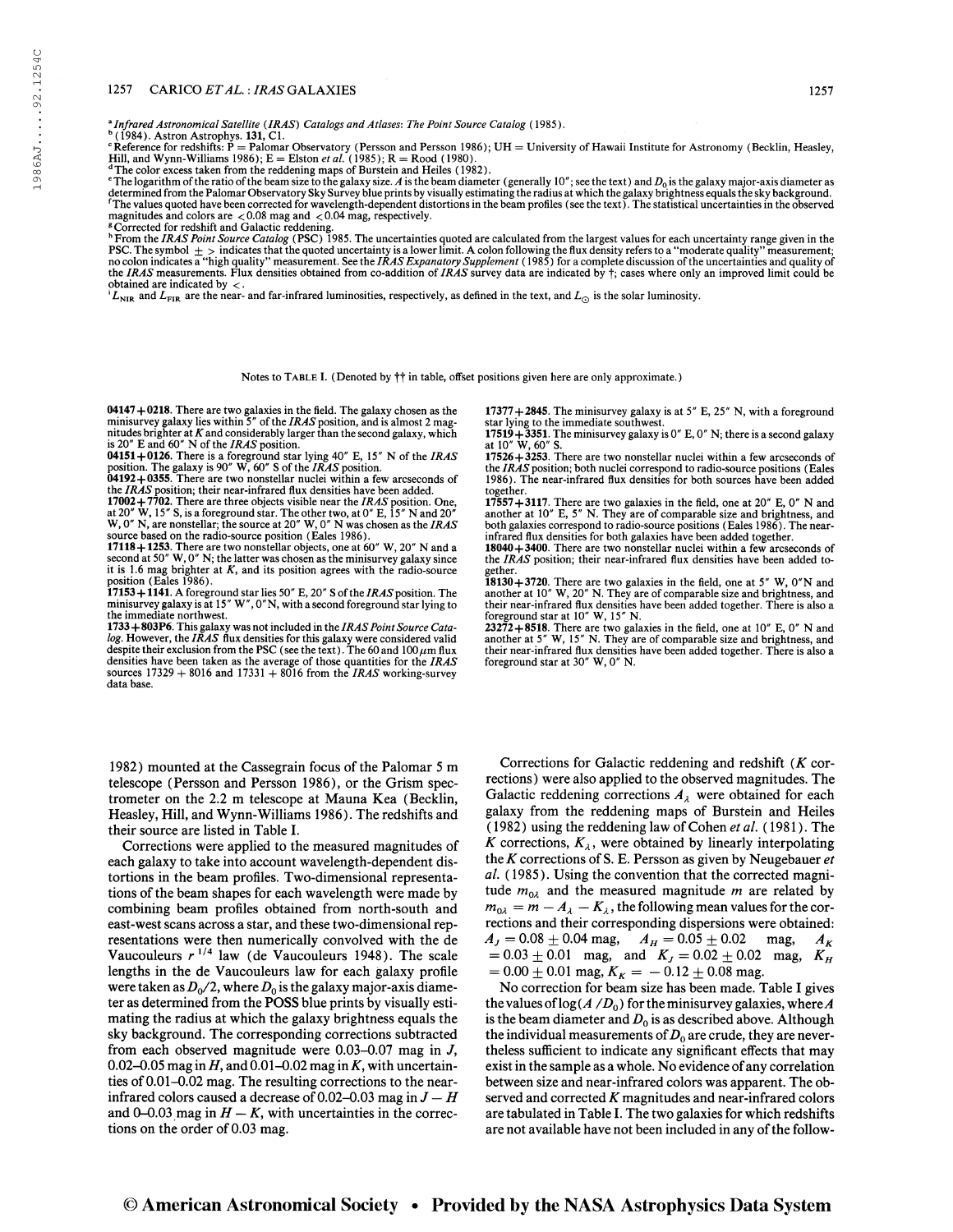[a] *Infrared Astronomical Satellite (IRAS) Catalogs and Atlases: The Point Source Catalog* (1985).

[b] (1984). Astron Astrophys. **131**, C1.

[c] Reference for redshifts: P = Palomar Observatory (Persson and Persson 1986); UH = University of Hawaii Institute for Astronomy (Becklin, Heasley, Hill, and Wynn-Williams 1986); E = Elston *et al.* (1985); R = Rood (1980).

[d] The color excess taken from the reddening maps of Burstein and Heiles (1982).

[e] The logarithm of the ratio of the beam size to the galaxy size. $A$ is the beam diameter (generally 10″; see the text) and $D_0$ is the galaxy major-axis diameter as determined from the Palomar Observatory Sky Survey blue prints by visually estimating the radius at which the galaxy brightness equals the sky background.

[f] The values quoted have been corrected for wavelength-dependent distortions in the beam profiles (see the text). The statistical uncertainties in the observed magnitudes and colors are $< 0.08$ mag and $< 0.04$ mag, respectively.

[g] Corrected for redshift and Galactic reddening.

[h] From the *IRAS Point Source Catalog* (PSC) 1985. The uncertainties quoted are calculated from the largest values for each uncertainty range given in the PSC. The symbol $\pm >$ indicates that the quoted uncertainty is a lower limit. A colon following the flux density refers to a "moderate quality" measurement; no colon indicates a "high quality" measurement. See the *IRAS Expanatory Supplement* (1985) for a complete discussion of the uncertainties and quality of the *IRAS* measurements. Flux densities obtained from co-addition of *IRAS* survey data are indicated by †; cases where only an improved limit could be obtained are indicated by <.

[i] $L_{\rm NIR}$ and $L_{\rm FIR}$ are the near- and far-infrared luminosities, respectively, as defined in the text, and $L_\odot$ is the solar luminosity.

Notes to TABLE I. (Denoted by †† in table, offset positions given here are only approximate.)

**04147+0218.** There are two galaxies in the field. The galaxy chosen as the minisurvey galaxy lies within 5″ of the *IRAS* position, and is almost 2 magnitudes brighter at $K$ and considerably larger than the second galaxy, which is 20″ E and 60″ N of the *IRAS* position.

**04151+0126.** There is a foreground star lying 40″ E, 15″ N of the *IRAS* position. The galaxy is 90″ W, 60″ S of the *IRAS* position.

**04192+0355.** There are two nonstellar nuclei within a few arcseconds of the *IRAS* position; their near-infrared flux densities have been added.

**17002+7702.** There are three objects visible near the *IRAS* position. One, at 20″ W, 15″ S, is a foreground star. The other two, at 0″ E, 15″ N and 20″ W, 0″ N, are nonstellar; the source at 20″ W, 0″ N was chosen as the *IRAS* source based on the radio-source position (Eales 1986).

**17118+1253.** There are two nonstellar objects, one at 60″ W, 20″ N and a second at 50″ W, 0″ N; the latter was chosen as the minisurvey galaxy since it is 1.6 mag brighter at $K$, and its position agrees with the radio-source position (Eales 1986).

**17153+1141.** A foreground star lies 50″ E, 20″ S of the *IRAS* position. The minisurvey galaxy is at 15″ W″, 0″N, with a second foreground star lying to the immediate northwest.

**1733+803P6.** This galaxy was not included in the *IRAS Point Source Catalog*. However, the *IRAS* flux densities for this galaxy were considered valid despite their exclusion from the PSC (see the text). The 60 and 100 μm flux densities have been taken as the average of those quantities for the *IRAS* sources 17329 + 8016 and 17331 + 8016 from the *IRAS* working-survey data base.

**17377+2845.** The minisurvey galaxy is at 5″ E, 25″ N, with a foreground star lying to the immediate southwest.

**17519+3351.** The minisurvey galaxy is 0″ E, 0″ N; there is a second galaxy at 10″ W, 60″ S.

**17526+3253.** There are two nonstellar nuclei within a few arcseconds of the *IRAS* position; both nuclei correspond to radio-source positions (Eales 1986). The near-infrared flux densities for both sources have been added together.

**17557+3117.** There are two galaxies in the field, one at 20″ E, 0″ N and another at 10″ E, 5″ N. They are of comparable size and brightness, and both galaxies correspond to radio-source positions (Eales 1986). The near-infrared flux densities for both galaxies have been added together.

**18040+3400.** There are two nonstellar nuclei within a few arcseconds of the *IRAS* position; their near-infrared flux densities have been added together.

**18130+3720.** There are two galaxies in the field, one at 5″ W, 0″N and another at 10″ W, 20″ N. They are of comparable size and brightness, and their near-infrared flux densities have been added together. There is also a foreground star at 10″ W, 15″ N.

**23272+8518.** There are two galaxies in the field, one at 10″ E, 0″ N and another at 5″ W, 15″ N. They are of comparable size and brightness, and their near-infrared flux densities have been added together. There is also a foreground star at 30″ W, 0″ N.

1982) mounted at the Cassegrain focus of the Palomar 5 m telescope (Persson and Persson 1986), or the Grism spectrometer on the 2.2 m telescope at Mauna Kea (Becklin, Heasley, Hill, and Wynn-Williams 1986). The redshifts and their source are listed in Table I.

Corrections were applied to the measured magnitudes of each galaxy to take into account wavelength-dependent distortions in the beam profiles. Two-dimensional representations of the beam shapes for each wavelength were made by combining beam profiles obtained from north-south and east-west scans across a star, and these two-dimensional representations were then numerically convolved with the de Vaucouleurs $r^{1/4}$ law (de Vaucouleurs 1948). The scale lengths in the de Vaucouleurs law for each galaxy profile were taken as $D_0/2$, where $D_0$ is the galaxy major-axis diameter as determined from the POSS blue prints by visually estimating the radius at which the galaxy brightness equals the sky background. The corresponding corrections subtracted from each observed magnitude were 0.03–0.07 mag in $J$, 0.02–0.05 mag in $H$, and 0.01–0.02 mag in $K$, with uncertainties of 0.01–0.02 mag. The resulting corrections to the near-infrared colors caused a decrease of 0.02–0.03 mag in $J-H$ and 0–0.03 mag in $H-K$, with uncertainties in the corrections on the order of 0.03 mag.

Corrections for Galactic reddening and redshift ($K$ corrections) were also applied to the observed magnitudes. The Galactic reddening corrections $A_\lambda$ were obtained for each galaxy from the reddening maps of Burstein and Heiles (1982) using the reddening law of Cohen *et al.* (1981). The $K$ corrections, $K_\lambda$, were obtained by linearly interpolating the $K$ corrections of S. E. Persson as given by Neugebauer *et al.* (1985). Using the convention that the corrected magnitude $m_{0\lambda}$ and the measured magnitude $m$ are related by $m_{0\lambda} = m - A_\lambda - K_\lambda$, the following mean values for the corrections and their corresponding dispersions were obtained: $A_J = 0.08 \pm 0.04$ mag, $A_H = 0.05 \pm 0.02$ mag, $A_K = 0.03 \pm 0.01$ mag, and $K_J = 0.02 \pm 0.02$ mag, $K_H = 0.00 \pm 0.01$ mag, $K_K = -0.12 \pm 0.08$ mag.

No correction for beam size has been made. Table I gives the values of $\log(A/D_0)$ for the minisurvey galaxies, where $A$ is the beam diameter and $D_0$ is as described above. Although the individual measurements of $D_0$ are crude, they are nevertheless sufficient to indicate any significant effects that may exist in the sample as a whole. No evidence of any correlation between size and near-infrared colors was apparent. The observed and corrected $K$ magnitudes and near-infrared colors are tabulated in Table I. The two galaxies for which redshifts are not available have not been included in any of the follow-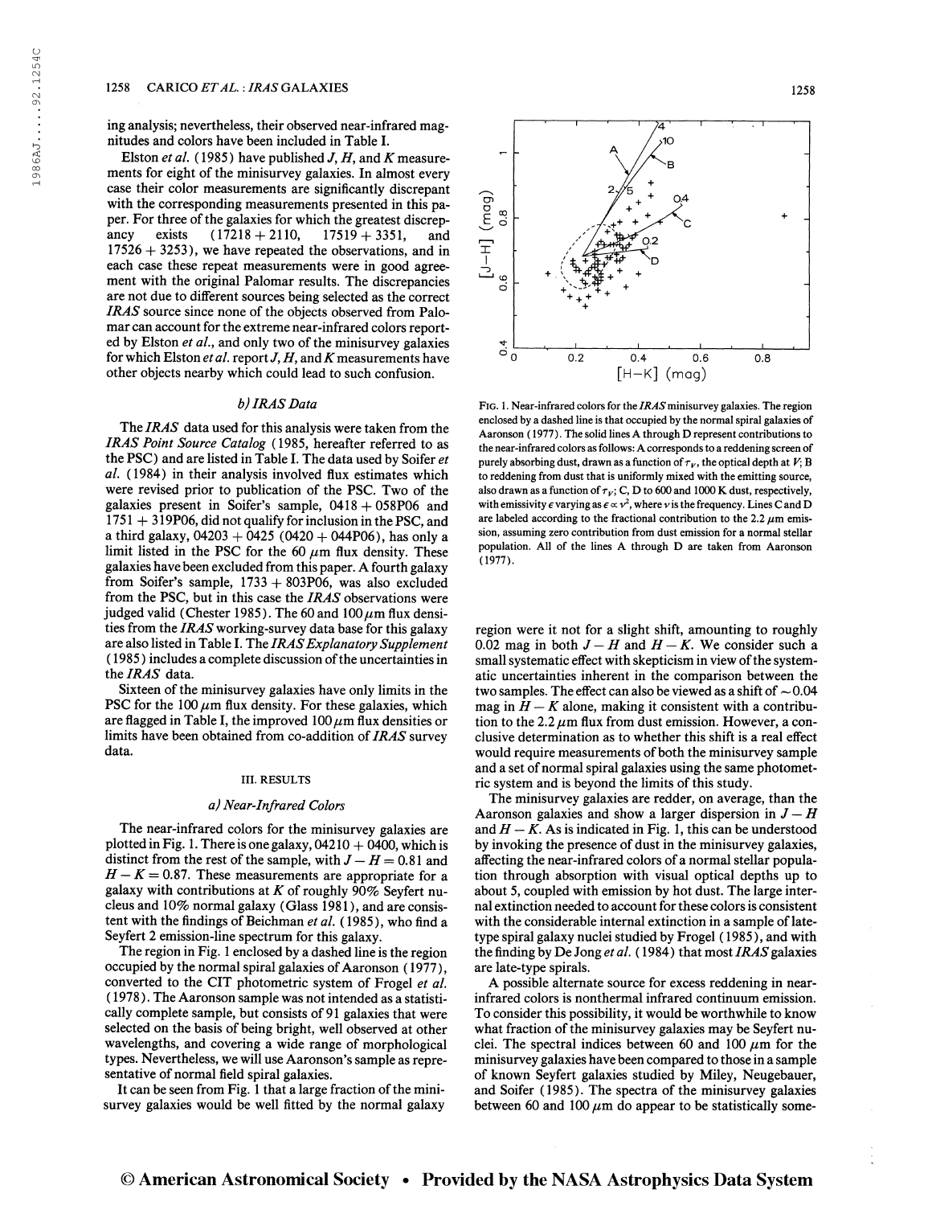ing analysis; nevertheless, their observed near-infrared magnitudes and colors have been included in Table I.

Elston *et al.* (1985) have published $J$, $H$, and $K$ measurements for eight of the minisurvey galaxies. In almost every case their color measurements are significantly discrepant with the corresponding measurements presented in this paper. For three of the galaxies for which the greatest discrepancy exists (17218 + 2110, 17519 + 3351, and 17526 + 3253), we have repeated the observations, and in each case these repeat measurements were in good agreement with the original Palomar results. The discrepancies are not due to different sources being selected as the correct *IRAS* source since none of the objects observed from Palomar can account for the extreme near-infrared colors reported by Elston *et al.*, and only two of the minisurvey galaxies for which Elston *et al.* report $J$, $H$, and $K$ measurements have other objects nearby which could lead to such confusion.

### b) *IRAS* Data

The *IRAS* data used for this analysis were taken from the *IRAS Point Source Catalog* (1985, hereafter referred to as the PSC) and are listed in Table I. The data used by Soifer *et al.* (1984) in their analysis involved flux estimates which were revised prior to publication of the PSC. Two of the galaxies present in Soifer's sample, 0418 + 058P06 and 1751 + 319P06, did not qualify for inclusion in the PSC, and a third galaxy, 04203 + 0425 (0420 + 044P06), has only a limit listed in the PSC for the 60 $\mu$m flux density. These galaxies have been excluded from this paper. A fourth galaxy from Soifer's sample, 1733 + 803P06, was also excluded from the PSC, but in this case the *IRAS* observations were judged valid (Chester 1985). The 60 and 100 $\mu$m flux densities from the *IRAS* working-survey data base for this galaxy are also listed in Table I. The *IRAS Explanatory Supplement* (1985) includes a complete discussion of the uncertainties in the *IRAS* data.

Sixteen of the minisurvey galaxies have only limits in the PSC for the 100 $\mu$m flux density. For these galaxies, which are flagged in Table I, the improved 100 $\mu$m flux densities or limits have been obtained from co-addition of *IRAS* survey data.

## III. RESULTS

### a) *Near-Infrared Colors*

The near-infrared colors for the minisurvey galaxies are plotted in Fig. 1. There is one galaxy, 04210 + 0400, which is distinct from the rest of the sample, with $J - H = 0.81$ and $H - K = 0.87$. These measurements are appropriate for a galaxy with contributions at $K$ of roughly 90% Seyfert nucleus and 10% normal galaxy (Glass 1981), and are consistent with the findings of Beichman *et al.* (1985), who find a Seyfert 2 emission-line spectrum for this galaxy.

The region in Fig. 1 enclosed by a dashed line is the region occupied by the normal spiral galaxies of Aaronson (1977), converted to the CIT photometric system of Frogel *et al.* (1978). The Aaronson sample was not intended as a statistically complete sample, but consists of 91 galaxies that were selected on the basis of being bright, well observed at other wavelengths, and covering a wide range of morphological types. Nevertheless, we will use Aaronson's sample as representative of normal field spiral galaxies.

It can be seen from Fig. 1 that a large fraction of the minisurvey galaxies would be well fitted by the normal galaxy region were it not for a slight shift, amounting to roughly 0.02 mag in both $J - H$ and $H - K$. We consider such a small systematic effect with skepticism in view of the systematic uncertainties inherent in the comparison between the two samples. The effect can also be viewed as a shift of $\sim 0.04$ mag in $H - K$ alone, making it consistent with a contribution to the 2.2 $\mu$m flux from dust emission. However, a conclusive determination as to whether this shift is a real effect would require measurements of both the minisurvey sample and a set of normal spiral galaxies using the same photometric system and is beyond the limits of this study.

The minisurvey galaxies are redder, on average, than the Aaronson galaxies and show a larger dispersion in $J - H$ and $H - K$. As is indicated in Fig. 1, this can be understood by invoking the presence of dust in the minisurvey galaxies, affecting the near-infrared colors of a normal stellar population through absorption with visual optical depths up to about 5, coupled with emission by hot dust. The large internal extinction needed to account for these colors is consistent with the considerable internal extinction in a sample of late-type spiral galaxy nuclei studied by Frogel (1985), and with the finding by De Jong *et al.* (1984) that most *IRAS* galaxies are late-type spirals.

A possible alternate source for excess reddening in near-infrared colors is nonthermal infrared continuum emission. To consider this possibility, it would be worthwhile to know what fraction of the minisurvey galaxies may be Seyfert nuclei. The spectral indices between 60 and 100 $\mu$m for the minisurvey galaxies have been compared to those in a sample of known Seyfert galaxies studied by Miley, Neugebauer, and Soifer (1985). The spectra of the minisurvey galaxies between 60 and 100 $\mu$m do appear to be statistically some-

FIG. 1. Near-infrared colors for the *IRAS* minisurvey galaxies. The region enclosed by a dashed line is that occupied by the normal spiral galaxies of Aaronson (1977). The solid lines A through D represent contributions to the near-infrared colors as follows: A corresponds to a reddening screen of purely absorbing dust, drawn as a function of $\tau_V$, the optical depth at $V$; B to reddening from dust that is uniformly mixed with the emitting source, also drawn as a function of $\tau_V$; C, D to 600 and 1000 K dust, respectively, with emissivity $\epsilon$ varying as $\epsilon \propto \nu^2$, where $\nu$ is the frequency. Lines C and D are labeled according to the fractional contribution to the 2.2 $\mu$m emission, assuming zero contribution from dust emission for a normal stellar population. All of the lines A through D are taken from Aaronson (1977).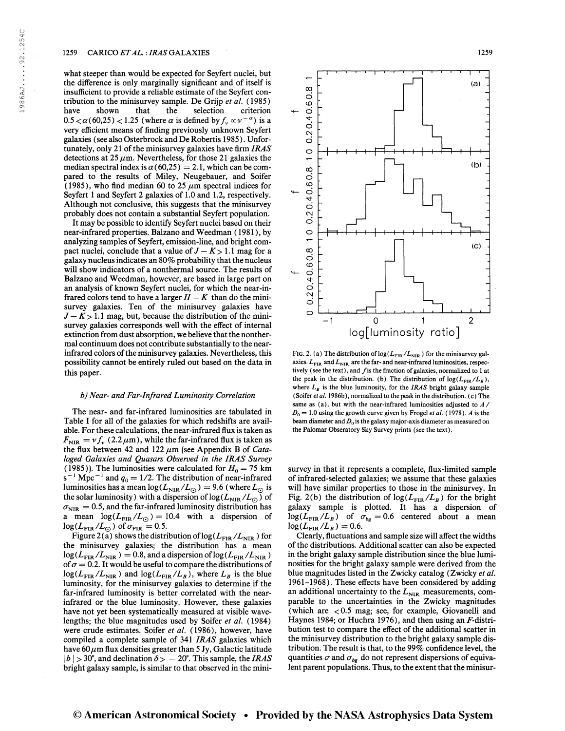what steeper than would be expected for Seyfert nuclei, but the difference is only marginally significant and of itself is insufficient to provide a reliable estimate of the Seyfert contribution to the minisurvey sample. De Grijp *et al.* (1985) have shown that the selection criterion $0.5 < \alpha(60,25) < 1.25$ (where $\alpha$ is defined by $f_\nu \propto \nu^{-\alpha}$) is a very efficient means of finding previously unknown Seyfert galaxies (see also Osterbrock and De Robertis 1985). Unfortunately, only 21 of the minisurvey galaxies have firm *IRAS* detections at 25 $\mu$m. Nevertheless, for those 21 galaxies the median spectral index is $\alpha(60,25) = 2.1$, which can be compared to the results of Miley, Neugebauer, and Soifer (1985), who find median 60 to 25 $\mu$m spectral indices for Seyfert 1 and Seyfert 2 galaxies of 1.0 and 1.2, respectively. Although not conclusive, this suggests that the minisurvey probably does not contain a substantial Seyfert population.

It may be possible to identify Seyfert nuclei based on their near-infrared properties. Balzano and Weedman (1981), by analyzing samples of Seyfert, emission-line, and bright compact nuclei, conclude that a value of $J - K > 1.1$ mag for a galaxy nucleus indicates an 80% probability that the nucleus will show indicators of a nonthermal source. The results of Balzano and Weedman, however, are based in large part on an analysis of known Seyfert nuclei, for which the near-infrared colors tend to have a larger $H - K$ than do the minisurvey galaxies. Ten of the minisurvey galaxies have $J - K > 1.1$ mag, but, because the distribution of the minisurvey galaxies corresponds well with the effect of internal extinction from dust absorption, we believe that the nonthermal continuum does not contribute substantially to the near-infrared colors of the minisurvey galaxies. Nevertheless, this possibility cannot be entirely ruled out based on the data in this paper.

### *b) Near- and Far-Infrared Luminosity Correlation*

The near- and far-infrared luminosities are tabulated in Table I for all of the galaxies for which redshifts are available. For these calculations, the near-infrared flux is taken as $F_{\rm NIR} = \nu f_\nu$ (2.2 $\mu$m), while the far-infrared flux is taken as the flux between 42 and 122 $\mu$m (see Appendix B of *Cataloged Galaxies and Quasars Observed in the IRAS Survey* (1985)). The luminosities were calculated for $H_0 = 75$ km s$^{-1}$ Mpc$^{-1}$ and $q_0 = 1/2$. The distribution of near-infrared luminosities has a mean $\log(L_{\rm NIR}/L_\odot) = 9.6$ (where $L_\odot$ is the solar luminosity) with a dispersion of $\log(L_{\rm NIR}/L_\odot)$ of $\sigma_{\rm NIR} = 0.5$, and the far-infrared luminosity distribution has a mean $\log(L_{\rm FIR}/L_\odot) = 10.4$ with a dispersion of $\log(L_{\rm FIR}/L_\odot)$ of $\sigma_{\rm FIR} = 0.5$.

Figure 2(a) shows the distribution of $\log(L_{\rm FIR}/L_{\rm NIR})$ for the minisurvey galaxies; the distribution has a mean $\log(L_{\rm FIR}/L_{\rm NIR}) = 0.8$, and a dispersion of $\log(L_{\rm FIR}/L_{\rm NIR})$ of $\sigma = 0.2$. It would be useful to compare the distributions of $\log(L_{\rm FIR}/L_{\rm NIR})$ and $\log(L_{\rm FIR}/L_B)$, where $L_B$ is the blue luminosity, for the minisurvey galaxies to determine if the far-infrared luminosity is better correlated with the near-infrared or the blue luminosity. However, these galaxies have not yet been systematically measured at visible wavelengths; the blue magnitudes used by Soifer *et al.* (1984) were crude estimates. Soifer *et al.* (1986), however, have compiled a complete sample of 341 *IRAS* galaxies which have 60 $\mu$m flux densities greater than 5 Jy, Galactic latitude $|b| > 30°$, and declination $\delta > -20°$. This sample, the *IRAS* bright galaxy sample, is similar to that observed in the minisurvey in that it represents a complete, flux-limited sample of infrared-selected galaxies; we assume that these galaxies will have similar properties to those in the minisurvey. In Fig. 2(b) the distribution of $\log(L_{\rm FIR}/L_B)$ for the bright galaxy sample is plotted. It has a dispersion of $\log(L_{\rm FIR}/L_B)$ of $\sigma_{bg} = 0.6$ centered about a mean $\log(L_{\rm FIR}/L_B) = 0.6$.

Clearly, fluctuations and sample size will affect the widths of the distributions. Additional scatter can also be expected in the bright galaxy sample distribution since the blue luminosities for the bright galaxy sample were derived from the blue magnitudes listed in the Zwicky catalog (Zwicky *et al.* 1961–1968). These effects have been considered by adding an additional uncertainty to the $L_{\rm NIR}$ measurements, comparable to the uncertainties in the Zwicky magnitudes (which are $< 0.5$ mag; see, for example, Giovanelli and Haynes 1984; or Huchra 1976), and then using an *F*-distribution test to compare the effect of the additional scatter in the minisurvey distribution to the bright galaxy sample distribution. The result is that, to the 99% confidence level, the quantities $\sigma$ and $\sigma_{bg}$ do not represent dispersions of equivalent parent populations. Thus, to the extent that the minisur-

FIG. 2. (a) The distribution of $\log(L_{\rm FIR}/L_{\rm NIR})$ for the minisurvey galaxies. $L_{\rm FIR}$ and $L_{\rm NIR}$ are the far- and near-infrared luminosities, respectively (see the text), and $f$ is the fraction of galaxies, normalized to 1 at the peak in the distribution. (b) The distribution of $\log(L_{\rm FIR}/L_B)$, where $L_B$ is the blue luminosity, for the *IRAS* bright galaxy sample (Soifer *et al.* 1986b), normalized to the peak in the distribution. (c) The same as (a), but with the near-infrared luminosities adjusted to $A/D_0 = 1.0$ using the growth curve given by Frogel *et al.* (1978). $A$ is the beam diameter and $D_0$ is the galaxy major-axis diameter as measured on the Palomar Observatory Sky Survey prints (see the text).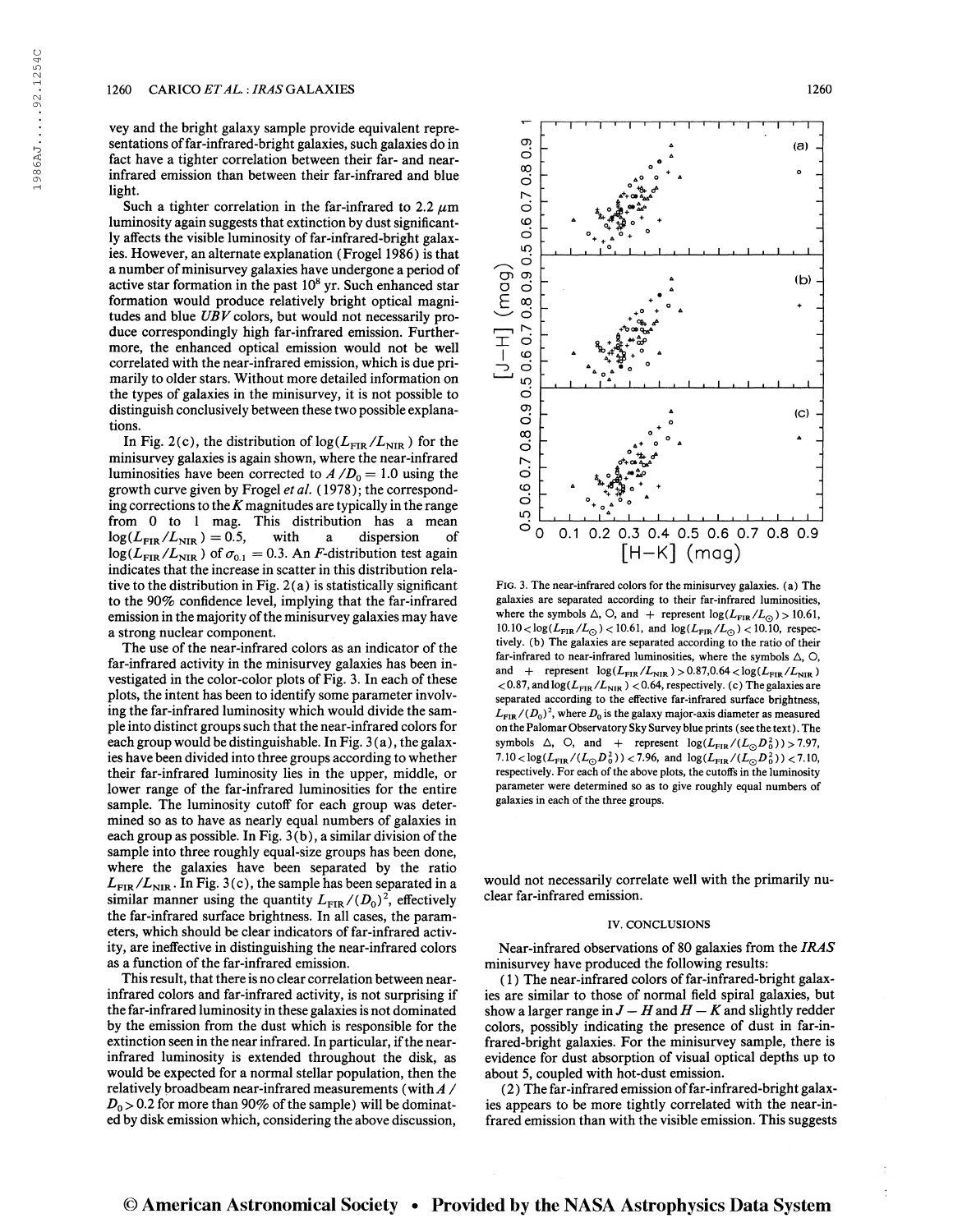vey and the bright galaxy sample provide equivalent representations of far-infrared-bright galaxies, such galaxies do in fact have a tighter correlation between their far- and near-infrared emission than between their far-infrared and blue light.

Such a tighter correlation in the far-infrared to 2.2 $\mu$m luminosity again suggests that extinction by dust significantly affects the visible luminosity of far-infrared-bright galaxies. However, an alternate explanation (Frogel 1986) is that a number of minisurvey galaxies have undergone a period of active star formation in the past $10^8$ yr. Such enhanced star formation would produce relatively bright optical magnitudes and blue *UBV* colors, but would not necessarily produce correspondingly high far-infrared emission. Furthermore, the enhanced optical emission would not be well correlated with the near-infrared emission, which is due primarily to older stars. Without more detailed information on the types of galaxies in the minisurvey, it is not possible to distinguish conclusively between these two possible explanations.

In Fig. 2(c), the distribution of $\log(L_{\rm FIR}/L_{\rm NIR})$ for the minisurvey galaxies is again shown, where the near-infrared luminosities have been corrected to $A/D_0 = 1.0$ using the growth curve given by Frogel *et al.* (1978); the corresponding corrections to the *K* magnitudes are typically in the range from 0 to 1 mag. This distribution has a mean $\log(L_{\rm FIR}/L_{\rm NIR}) = 0.5$, with a dispersion of $\log(L_{\rm FIR}/L_{\rm NIR})$ of $\sigma_{0.1} = 0.3$. An *F*-distribution test again indicates that the increase in scatter in this distribution relative to the distribution in Fig. 2(a) is statistically significant to the 90% confidence level, implying that the far-infrared emission in the majority of the minisurvey galaxies may have a strong nuclear component.

The use of the near-infrared colors as an indicator of the far-infrared activity in the minisurvey galaxies has been investigated in the color-color plots of Fig. 3. In each of these plots, the intent has been to identify some parameter involving the far-infrared luminosity which would divide the sample into distinct groups such that the near-infrared colors for each group would be distinguishable. In Fig. 3(a), the galaxies have been divided into three groups according to whether their far-infrared luminosity lies in the upper, middle, or lower range of the far-infrared luminosities for the entire sample. The luminosity cutoff for each group was determined so as to have as nearly equal numbers of galaxies in each group as possible. In Fig. 3(b), a similar division of the sample into three roughly equal-size groups has been done, where the galaxies have been separated by the ratio $L_{\rm FIR}/L_{\rm NIR}$. In Fig. 3(c), the sample has been separated in a similar manner using the quantity $L_{\rm FIR}/(D_0)^2$, effectively the far-infrared surface brightness. In all cases, the parameters, which should be clear indicators of far-infrared activity, are ineffective in distinguishing the near-infrared colors as a function of the far-infrared emission.

This result, that there is no clear correlation between near-infrared colors and far-infrared activity, is not surprising if the far-infrared luminosity in these galaxies is not dominated by the emission from the dust which is responsible for the extinction seen in the near infrared. In particular, if the near-infrared luminosity is extended throughout the disk, as would be expected for a normal stellar population, then the relatively broadbeam near-infrared measurements (with $A/D_0 > 0.2$ for more than 90% of the sample) will be dominated by disk emission which, considering the above discussion, would not necessarily correlate well with the primarily nuclear far-infrared emission.

FIG. 3. The near-infrared colors for the minisurvey galaxies. (a) The galaxies are separated according to their far-infrared luminosities, where the symbols $\Delta$, O, and + represent $\log(L_{\rm FIR}/L_\odot) > 10.61$, $10.10 < \log(L_{\rm FIR}/L_\odot) < 10.61$, and $\log(L_{\rm FIR}/L_\odot) < 10.10$, respectively. (b) The galaxies are separated according to the ratio of their far-infrared to near-infrared luminosities, where the symbols $\Delta$, O, and + represent $\log(L_{\rm FIR}/L_{\rm NIR}) > 0.87$, $0.64 < \log(L_{\rm FIR}/L_{\rm NIR}) < 0.87$, and $\log(L_{\rm FIR}/L_{\rm NIR}) < 0.64$, respectively. (c) The galaxies are separated according to the effective far-infrared surface brightness, $L_{\rm FIR}/(D_0)^2$, where $D_0$ is the galaxy major-axis diameter as measured on the Palomar Observatory Sky Survey blue prints (see the text). The symbols $\Delta$, O, and + represent $\log(L_{\rm FIR}/(L_\odot D_0^2)) > 7.97$, $7.10 < \log(L_{\rm FIR}/(L_\odot D_0^2)) < 7.96$, and $\log(L_{\rm FIR}/(L_\odot D_0^2)) < 7.10$, respectively. For each of the above plots, the cutoffs in the luminosity parameter were determined so as to give roughly equal numbers of galaxies in each of the three groups.

## IV. CONCLUSIONS

Near-infrared observations of 80 galaxies from the *IRAS* minisurvey have produced the following results:

(1) The near-infrared colors of far-infrared-bright galaxies are similar to those of normal field spiral galaxies, but show a larger range in $J-H$ and $H-K$ and slightly redder colors, possibly indicating the presence of dust in far-infrared-bright galaxies. For the minisurvey sample, there is evidence for dust absorption of visual optical depths up to about 5, coupled with hot-dust emission.

(2) The far-infrared emission of far-infrared-bright galaxies appears to be more tightly correlated with the near-infrared emission than with the visible emission. This suggests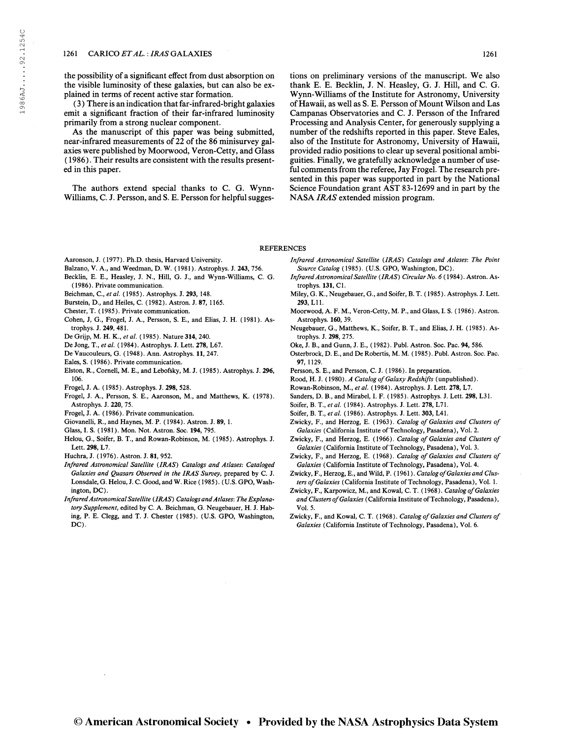the possibility of a significant effect from dust absorption on the visible luminosity of these galaxies, but can also be explained in terms of recent active star formation.

(3) There is an indication that far-infrared-bright galaxies emit a significant fraction of their far-infrared luminosity primarily from a strong nuclear component.

As the manuscript of this paper was being submitted, near-infrared measurements of 22 of the 86 minisurvey galaxies were published by Moorwood, Veron-Cetty, and Glass (1986). Their results are consistent with the results presented in this paper.

The authors extend special thanks to C. G. Wynn-Williams, C. J. Persson, and S. E. Persson for helpful suggestions on preliminary versions of the manuscript. We also thank E. E. Becklin, J. N. Heasley, G. J. Hill, and C. G. Wynn-Williams of the Institute for Astronomy, University of Hawaii, as well as S. E. Persson of Mount Wilson and Las Campanas Observatories and C. J. Persson of the Infrared Processing and Analysis Center, for generously supplying a number of the redshifts reported in this paper. Steve Eales, also of the Institute for Astronomy, University of Hawaii, provided radio positions to clear up several positional ambiguities. Finally, we gratefully acknowledge a number of useful comments from the referee, Jay Frogel. The research presented in this paper was supported in part by the National Science Foundation grant AST 83-12699 and in part by the NASA *IRAS* extended mission program.

## REFERENCES

Aaronson, J. (1977). Ph.D. thesis, Harvard University.

Balzano, V. A., and Weedman, D. W. (1981). Astrophys. J. **243**, 756.

Becklin, E. E., Heasley, J. N., Hill, G. J., and Wynn-Williams, C. G. (1986). Private communication.

Beichman, C., *et al.* (1985). Astrophys. J. **293**, 148.

Burstein, D., and Heiles, C. (1982). Astron. J. **87**, 1165.

Chester, T. (1985). Private communication.

Cohen, J, G., Frogel, J. A., Persson, S. E., and Elias, J. H. (1981). Astrophys. J. **249**, 481.

De Grijp, M. H. K., *et al.* (1985). Nature **314**, 240.

De Jong, T., *et al.* (1984). Astrophys. J. Lett. **278**, L67.

De Vaucouleurs, G. (1948). Ann. Astrophys. **11**, 247.

Eales, S. (1986). Private communication.

Elston, R., Cornell, M. E., and Lebofsky, M. J. (1985). Astrophys. J. **296**, 106.

Frogel, J. A. (1985). Astrophys. J. **298**, 528.

Frogel, J. A., Persson, S. E., Aaronson, M., and Matthews, K. (1978). Astrophys. J. **220**, 75.

Frogel, J. A. (1986). Private communication.

Giovanelli, R., and Haynes, M. P. (1984). Astron. J. **89**, 1.

Glass, I. S. (1981). Mon. Not. Astron. Soc. **194**, 795.

Helou, G., Soifer, B. T., and Rowan-Robinson, M. (1985). Astrophys. J. Lett. **298**, L7.

Huchra, J. (1976). Astron. J. **81**, 952.

*Infrared Astronomical Satellite (IRAS) Catalogs and Atlases: Cataloged Galaxies and Quasars Observed in the IRAS Survey*, prepared by C. J. Lonsdale, G. Helou, J. C. Good, and W. Rice (1985). (U.S. GPO, Washington, DC).

*Infrared Astronomical Satellite (IRAS) Catalogs and Atlases: The Explanatory Supplement*, edited by C. A. Beichman, G. Neugebauer, H. J. Habing, P. E. Clegg, and T. J. Chester (1985). (U.S. GPO, Washington, DC).

*Infrared Astronomical Satellite (IRAS) Catalogs and Atlases: The Point Source Catalog* (1985). (U.S. GPO, Washington, DC).

*Infrared Astronomical Satellite (IRAS) Circular No. 6* (1984). Astron. Astrophys. **131**, C1.

Miley, G. K., Neugebauer, G., and Soifer, B. T. (1985). Astrophys. J. Lett. **293**, L11.

Moorwood, A. F. M., Veron-Cetty, M. P., and Glass, I. S. (1986). Astron. Astrophys. **160**, 39.

Neugebauer, G., Matthews, K., Soifer, B. T., and Elias, J. H. (1985). Astrophys. J. **298**, 275.

Oke, J. B., and Gunn, J. E., (1982). Publ. Astron. Soc. Pac. **94**, 586.

Osterbrock, D. E., and De Robertis, M. M. (1985). Publ. Astron. Soc. Pac. **97**, 1129.

Persson, S. E., and Persson, C. J. (1986). In preparation.

Rood, H. J. (1980). *A Catalog of Galaxy Redshifts* (unpublished).

Rowan-Robinson, M., *et al.* (1984). Astrophys. J. Lett. **278**, L7.

Sanders, D. B., and Mirabel, I. F. (1985). Astrophys. J. Lett. **298**, L31.

Soifer, B. T., *et al.* (1984). Astrophys. J. Lett. **278**, L71.

Soifer, B. T., *et al.* (1986). Astrophys. J. Lett. **303**, L41.

Zwicky, F., and Herzog, E. (1963). *Catalog of Galaxies and Clusters of Galaxies* (California Institute of Technology, Pasadena), Vol. 2.

Zwicky, F., and Herzog, E. (1966). *Catalog of Galaxies and Clusters of Galaxies* (California Institute of Technology, Pasadena), Vol. 3.

Zwicky, F., and Herzog, E. (1968). *Catalog of Galaxies and Clusters of Galaxies* (California Institute of Technology, Pasadena), Vol. 4.

Zwicky, F., Herzog, E., and Wild, P. (1961). *Catalog of Galaxies and Clusters of Galaxies* (California Institute of Technology, Pasadena), Vol. 1.

Zwicky, F., Karpowicz, M., and Kowal, C. T. (1968). *Catalog of Galaxies and Clusters of Galaxies* (California Institute of Technology, Pasadena), Vol. 5.

Zwicky, F., and Kowal, C. T. (1968). *Catalog of Galaxies and Clusters of Galaxies* (California Institute of Technology, Pasadena), Vol. 6.